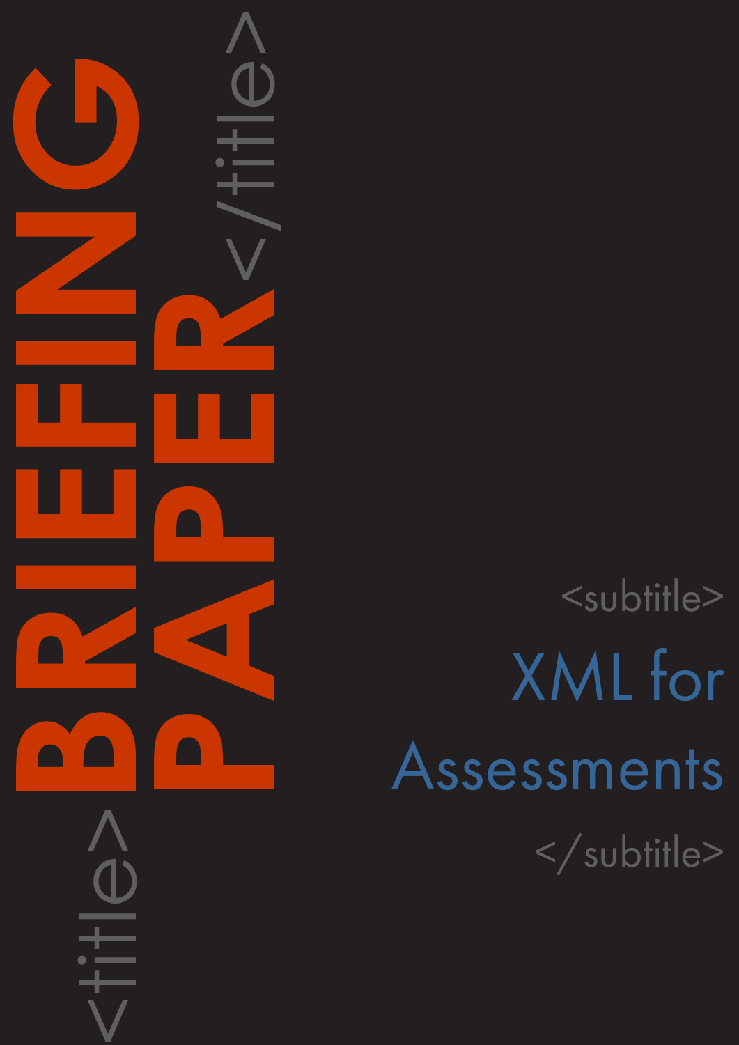<title>

# BRIEFING PAPER

</title>

<subtitle>

## XML for Assessments

</subtitle>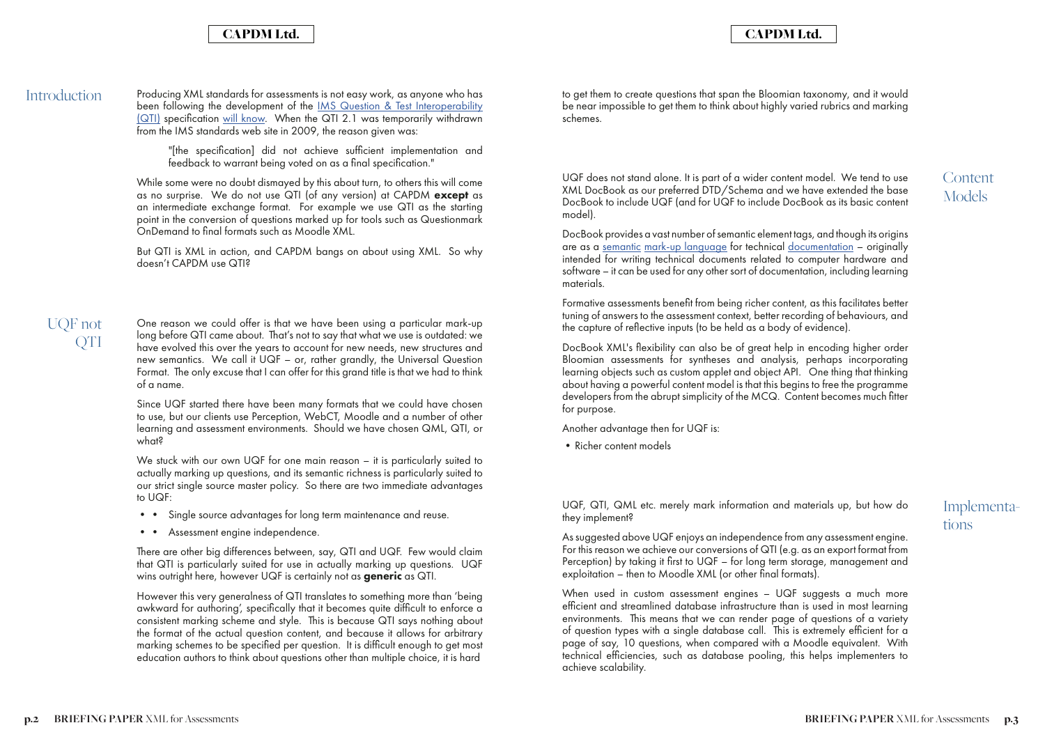## Introduction

Producing XML standards for assessments is not easy work, as anyone who has been following the development of the IMS Question & Test Interoperability (QTI) specification will know. When the QTI 2.1 was temporarily withdrawn from the IMS standards web site in 2009, the reason given was:

> "[the specification] did not achieve sufficient implementation and feedback to warrant being voted on as a final specification."

While some were no doubt dismayed by this about turn, to others this will come as no surprise. We do not use QTI (of any version) at CAPDM **except** as an intermediate exchange format. For example we use QTI as the starting point in the conversion of questions marked up for tools such as Questionmark OnDemand to final formats such as Moodle XML.

But QTI is XML in action, and CAPDM bangs on about using XML. So why doesn't CAPDM use QTI?

## UQF not QTI

One reason we could offer is that we have been using a particular mark-up long before QTI came about. That's not to say that what we use is outdated: we have evolved this over the years to account for new needs, new structures and new semantics. We call it UQF – or, rather grandly, the Universal Question Format. The only excuse that I can offer for this grand title is that we had to think of a name.

Since UQF started there have been many formats that we could have chosen to use, but our clients use Perception, WebCT, Moodle and a number of other learning and assessment environments. Should we have chosen QML, QTI, or what?

We stuck with our own UQF for one main reason – it is particularly suited to actually marking up questions, and its semantic richness is particularly suited to our strict single source master policy. So there are two immediate advantages to UQF:

- Single source advantages for long term maintenance and reuse.
- Assessment engine independence.

There are other big differences between, say, QTI and UQF. Few would claim that QTI is particularly suited for use in actually marking up questions. UQF wins outright here, however UQF is certainly not as **generic** as QTI.

However this very generalness of QTI translates to something more than 'being awkward for authoring', specifically that it becomes quite difficult to enforce a consistent marking scheme and style. This is because QTI says nothing about the format of the actual question content, and because it allows for arbitrary marking schemes to be specified per question. It is difficult enough to get most education authors to think about questions other than multiple choice, it is hard to get them to create questions that span the Bloomian taxonomy, and it would be near impossible to get them to think about highly varied rubrics and marking schemes.

## Content Models

UQF does not stand alone. It is part of a wider content model. We tend to use XML DocBook as our preferred DTD/Schema and we have extended the base DocBook to include UQF (and for UQF to include DocBook as its basic content model).

DocBook provides a vast number of semantic element tags, and though its origins are as a semantic mark-up language for technical documentation – originally intended for writing technical documents related to computer hardware and software – it can be used for any other sort of documentation, including learning materials.

Formative assessments benefit from being richer content, as this facilitates better tuning of answers to the assessment context, better recording of behaviours, and the capture of reflective inputs (to be held as a body of evidence).

DocBook XML's flexibility can also be of great help in encoding higher order Bloomian assessments for syntheses and analysis, perhaps incorporating learning objects such as custom applet and object API. One thing that thinking about having a powerful content model is that this begins to free the programme developers from the abrupt simplicity of the MCQ. Content becomes much fitter for purpose.

Another advantage then for UQF is:

- Richer content models

## Implementations

UQF, QTI, QML etc. merely mark information and materials up, but how do they implement?

As suggested above UQF enjoys an independence from any assessment engine. For this reason we achieve our conversions of QTI (e.g. as an export format from Perception) by taking it first to UQF – for long term storage, management and exploitation – then to Moodle XML (or other final formats).

When used in custom assessment engines – UQF suggests a much more efficient and streamlined database infrastructure than is used in most learning environments. This means that we can render page of questions of a variety of question types with a single database call. This is extremely efficient for a page of say, 10 questions, when compared with a Moodle equivalent. With technical efficiencies, such as database pooling, this helps implementers to achieve scalability.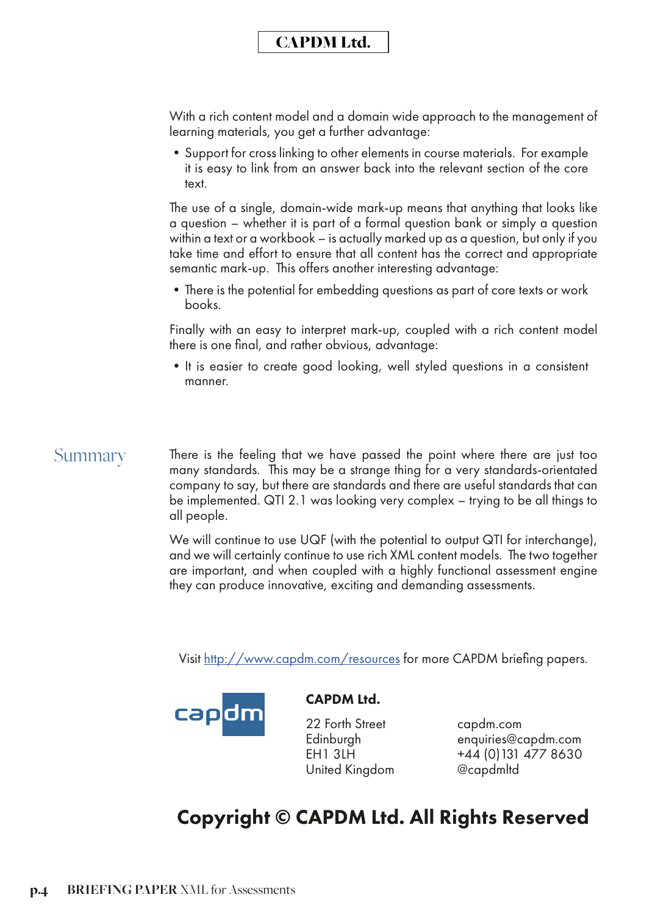With a rich content model and a domain wide approach to the management of learning materials, you get a further advantage:

- Support for cross linking to other elements in course materials. For example it is easy to link from an answer back into the relevant section of the core text.

The use of a single, domain-wide mark-up means that anything that looks like a question – whether it is part of a formal question bank or simply a question within a text or a workbook – is actually marked up as a question, but only if you take time and effort to ensure that all content has the correct and appropriate semantic mark-up. This offers another interesting advantage:

- There is the potential for embedding questions as part of core texts or work books.

Finally with an easy to interpret mark-up, coupled with a rich content model there is one final, and rather obvious, advantage:

- It is easier to create good looking, well styled questions in a consistent manner.

## Summary

There is the feeling that we have passed the point where there are just too many standards. This may be a strange thing for a very standards-orientated company to say, but there are standards and there are useful standards that can be implemented. QTI 2.1 was looking very complex – trying to be all things to all people.

We will continue to use UQF (with the potential to output QTI for interchange), and we will certainly continue to use rich XML content models. The two together are important, and when coupled with a highly functional assessment engine they can produce innovative, exciting and demanding assessments.

Visit [http://www.capdm.com/resources](http://www.capdm.com/resources) for more CAPDM briefing papers.

capdm

**CAPDM Ltd.**

22 Forth Street
Edinburgh
EH1 3LH
United Kingdom

capdm.com
enquiries@capdm.com
+44 (0)131 477 8630
@capdmltd

**Copyright © CAPDM Ltd. All Rights Reserved**